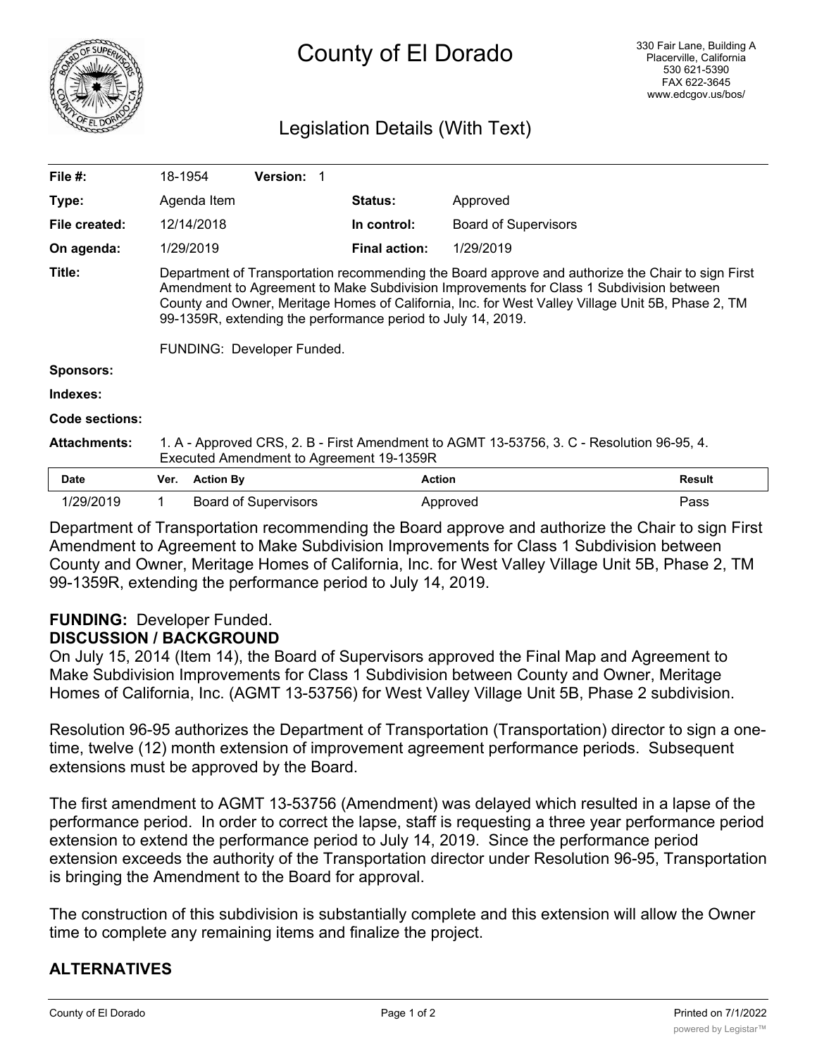# County of El Dorado

330 Fair Lane, Building A
Placerville, California
530 621-5390
FAX 622-3645
www.edcgov.us/bos/

## Legislation Details (With Text)

| | | | |
|---|---|---|---|
| **File #:** | 18-1954 **Version:** 1 | | |
| **Type:** | Agenda Item | **Status:** | Approved |
| **File created:** | 12/14/2018 | **In control:** | Board of Supervisors |
| **On agenda:** | 1/29/2019 | **Final action:** | 1/29/2019 |

**Title:** Department of Transportation recommending the Board approve and authorize the Chair to sign First Amendment to Agreement to Make Subdivision Improvements for Class 1 Subdivision between County and Owner, Meritage Homes of California, Inc. for West Valley Village Unit 5B, Phase 2, TM 99-1359R, extending the performance period to July 14, 2019.

FUNDING: Developer Funded.

**Sponsors:**

**Indexes:**

**Code sections:**

**Attachments:** 1. A - Approved CRS, 2. B - First Amendment to AGMT 13-53756, 3. C - Resolution 96-95, 4. Executed Amendment to Agreement 19-1359R

| Date | Ver. | Action By | Action | Result |
|---|---|---|---|---|
| 1/29/2019 | 1 | Board of Supervisors | Approved | Pass |

Department of Transportation recommending the Board approve and authorize the Chair to sign First Amendment to Agreement to Make Subdivision Improvements for Class 1 Subdivision between County and Owner, Meritage Homes of California, Inc. for West Valley Village Unit 5B, Phase 2, TM 99-1359R, extending the performance period to July 14, 2019.

**FUNDING:** Developer Funded.

**DISCUSSION / BACKGROUND**

On July 15, 2014 (Item 14), the Board of Supervisors approved the Final Map and Agreement to Make Subdivision Improvements for Class 1 Subdivision between County and Owner, Meritage Homes of California, Inc. (AGMT 13-53756) for West Valley Village Unit 5B, Phase 2 subdivision.

Resolution 96-95 authorizes the Department of Transportation (Transportation) director to sign a one-time, twelve (12) month extension of improvement agreement performance periods. Subsequent extensions must be approved by the Board.

The first amendment to AGMT 13-53756 (Amendment) was delayed which resulted in a lapse of the performance period. In order to correct the lapse, staff is requesting a three year performance period extension to extend the performance period to July 14, 2019. Since the performance period extension exceeds the authority of the Transportation director under Resolution 96-95, Transportation is bringing the Amendment to the Board for approval.

The construction of this subdivision is substantially complete and this extension will allow the Owner time to complete any remaining items and finalize the project.

**ALTERNATIVES**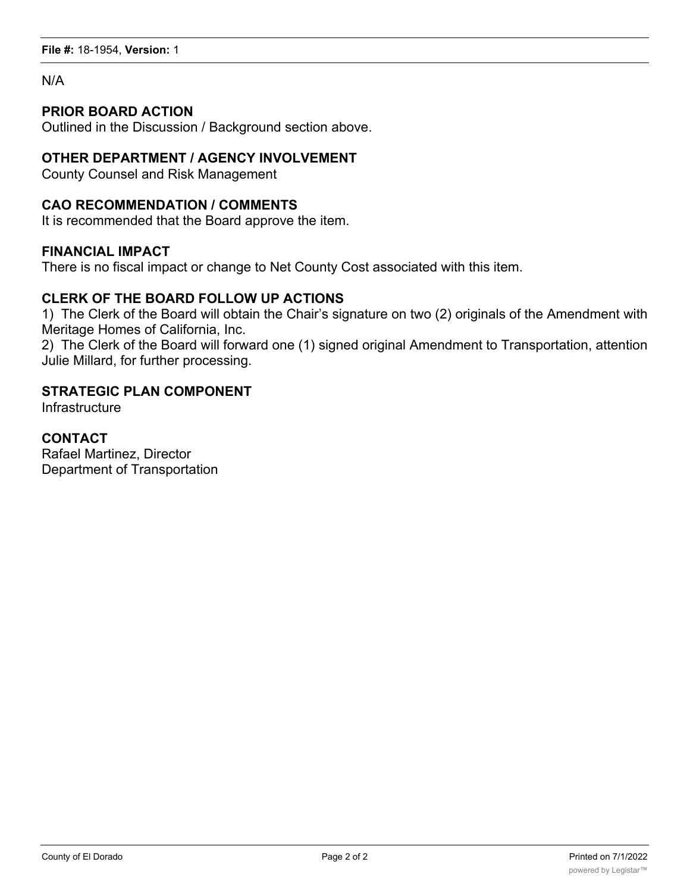N/A

**PRIOR BOARD ACTION**

Outlined in the Discussion / Background section above.

**OTHER DEPARTMENT / AGENCY INVOLVEMENT**

County Counsel and Risk Management

**CAO RECOMMENDATION / COMMENTS**

It is recommended that the Board approve the item.

**FINANCIAL IMPACT**

There is no fiscal impact or change to Net County Cost associated with this item.

**CLERK OF THE BOARD FOLLOW UP ACTIONS**

1) The Clerk of the Board will obtain the Chair's signature on two (2) originals of the Amendment with Meritage Homes of California, Inc.

2) The Clerk of the Board will forward one (1) signed original Amendment to Transportation, attention Julie Millard, for further processing.

**STRATEGIC PLAN COMPONENT**

Infrastructure

**CONTACT**

Rafael Martinez, Director
Department of Transportation